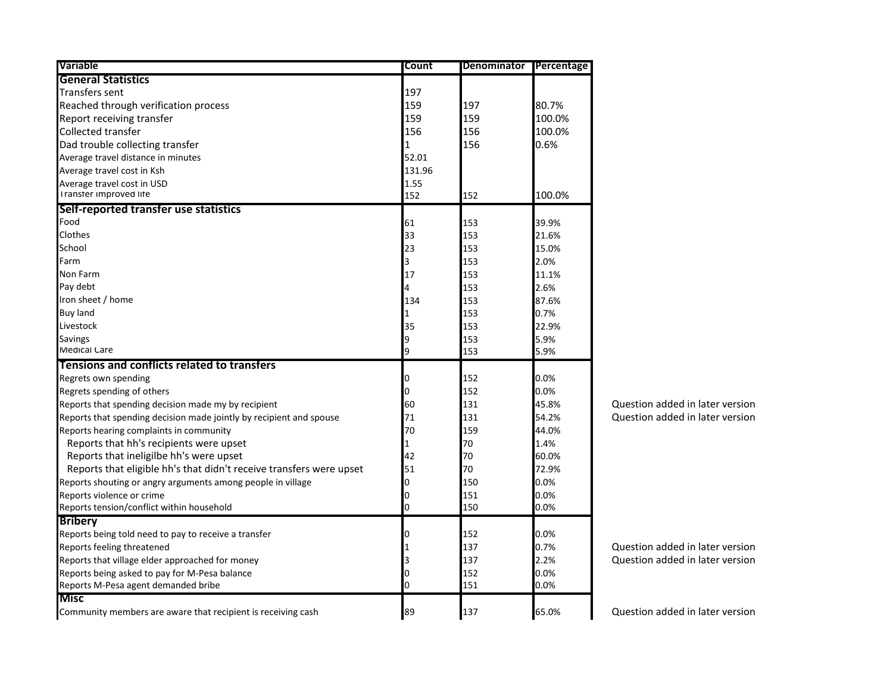| Variable | Count | Denominator | Percentage | |
|---|---|---|---|---|
| **General Statistics** | | | | |
| Transfers sent | 197 | | | |
| Reached through verification process | 159 | 197 | 80.7% | |
| Report receiving transfer | 159 | 159 | 100.0% | |
| Collected transfer | 156 | 156 | 100.0% | |
| Dad trouble collecting transfer | 1 | 156 | 0.6% | |
| Average travel distance in minutes | 52.01 | | | |
| Average travel cost in Ksh | 131.96 | | | |
| Average travel cost in USD | 1.55 | | | |
| Transfer improved life | 152 | 152 | 100.0% | |
| **Self-reported transfer use statistics** | | | | |
| Food | 61 | 153 | 39.9% | |
| Clothes | 33 | 153 | 21.6% | |
| School | 23 | 153 | 15.0% | |
| Farm | 3 | 153 | 2.0% | |
| Non Farm | 17 | 153 | 11.1% | |
| Pay debt | 4 | 153 | 2.6% | |
| Iron sheet / home | 134 | 153 | 87.6% | |
| Buy land | 1 | 153 | 0.7% | |
| Livestock | 35 | 153 | 22.9% | |
| Savings | 9 | 153 | 5.9% | |
| Medical Care | 9 | 153 | 5.9% | |
| **Tensions and conflicts related to transfers** | | | | |
| Regrets own spending | 0 | 152 | 0.0% | |
| Regrets spending of others | 0 | 152 | 0.0% | |
| Reports that spending decision made my by recipient | 60 | 131 | 45.8% | Question added in later version |
| Reports that spending decision made jointly by recipient and spouse | 71 | 131 | 54.2% | Question added in later version |
| Reports hearing complaints in community | 70 | 159 | 44.0% | |
| Reports that hh's recipients were upset | 1 | 70 | 1.4% | |
| Reports that ineligilbe hh's were upset | 42 | 70 | 60.0% | |
| Reports that eligible hh's that didn't receive transfers were upset | 51 | 70 | 72.9% | |
| Reports shouting or angry arguments among people in village | 0 | 150 | 0.0% | |
| Reports violence or crime | 0 | 151 | 0.0% | |
| Reports tension/conflict within household | 0 | 150 | 0.0% | |
| **Bribery** | | | | |
| Reports being told need to pay to receive a transfer | 0 | 152 | 0.0% | |
| Reports feeling threatened | 1 | 137 | 0.7% | Question added in later version |
| Reports that village elder approached for money | 3 | 137 | 2.2% | Question added in later version |
| Reports being asked to pay for M-Pesa balance | 0 | 152 | 0.0% | |
| Reports M-Pesa agent demanded bribe | 0 | 151 | 0.0% | |
| **Misc** | | | | |
| Community members are aware that recipient is receiving cash | 89 | 137 | 65.0% | Question added in later version |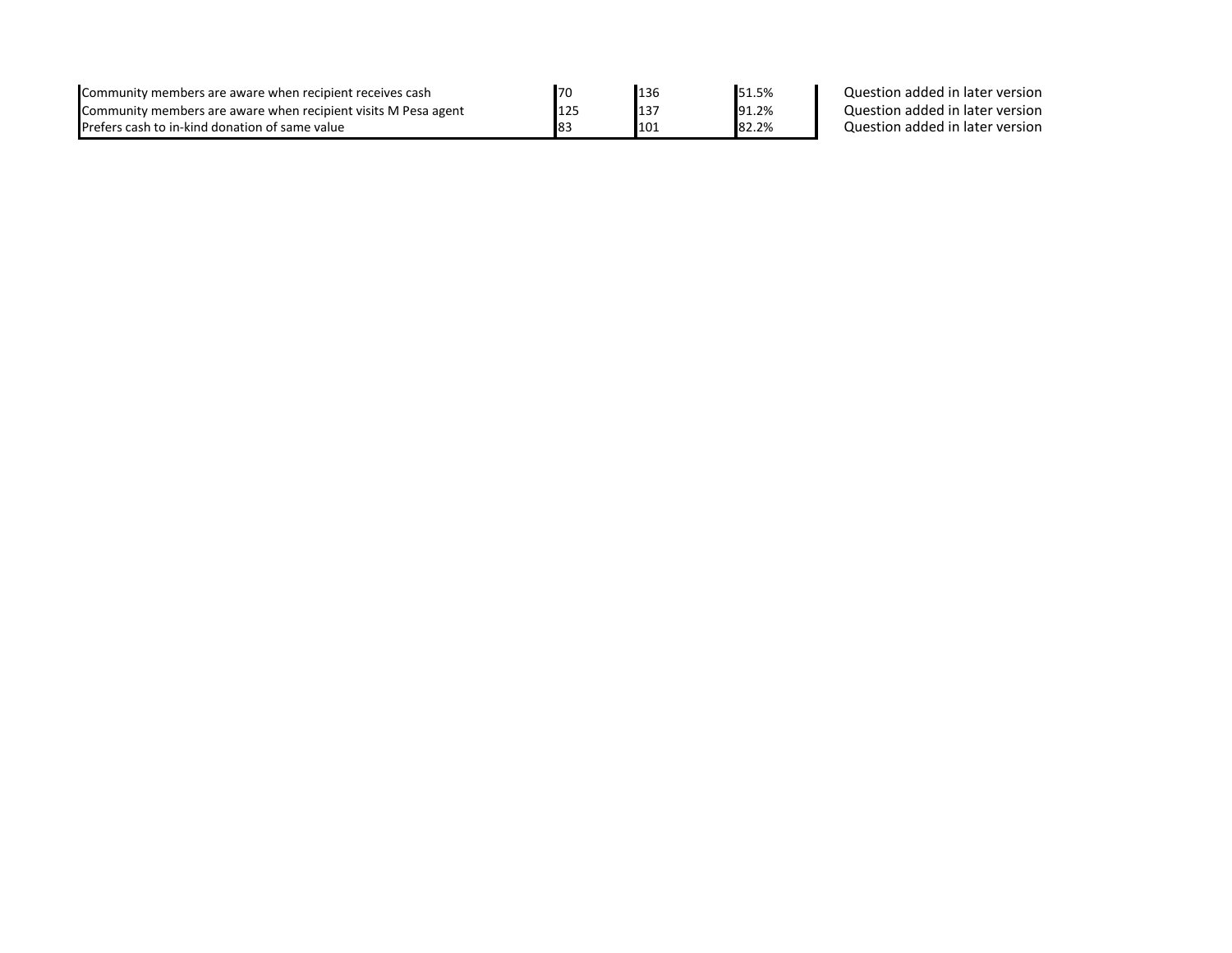| | | | | |
|---|---|---|---|---|
| Community members are aware when recipient receives cash | 70 | 136 | 51.5% | Question added in later version |
| Community members are aware when recipient visits M Pesa agent | 125 | 137 | 91.2% | Question added in later version |
| Prefers cash to in-kind donation of same value | 83 | 101 | 82.2% | Question added in later version |